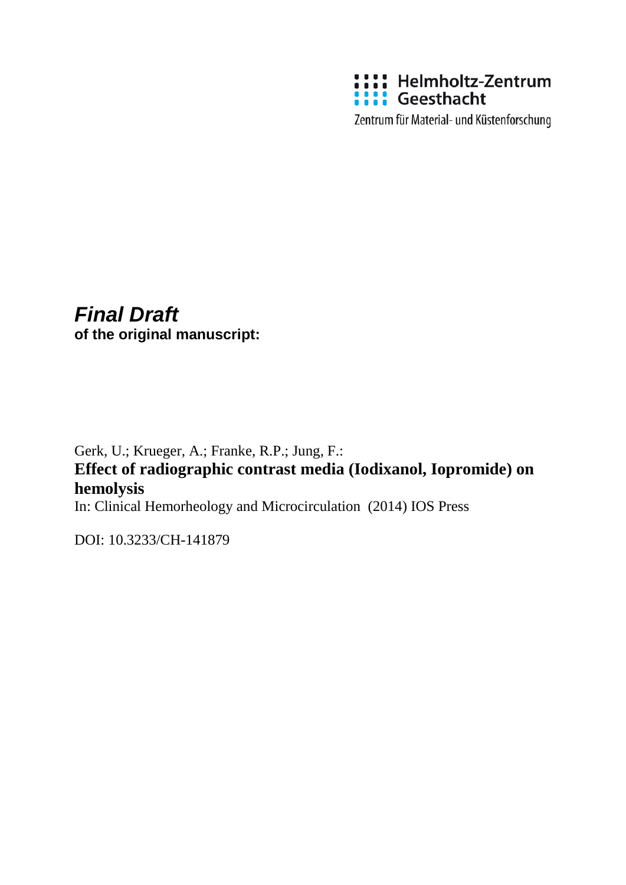Helmholtz-Zentrum Geesthacht

Zentrum für Material- und Küstenforschung

***Final Draft***
**of the original manuscript:**

Gerk, U.; Krueger, A.; Franke, R.P.; Jung, F.:
**Effect of radiographic contrast media (Iodixanol, Iopromide) on hemolysis**
In: Clinical Hemorheology and Microcirculation (2014) IOS Press

DOI: 10.3233/CH-141879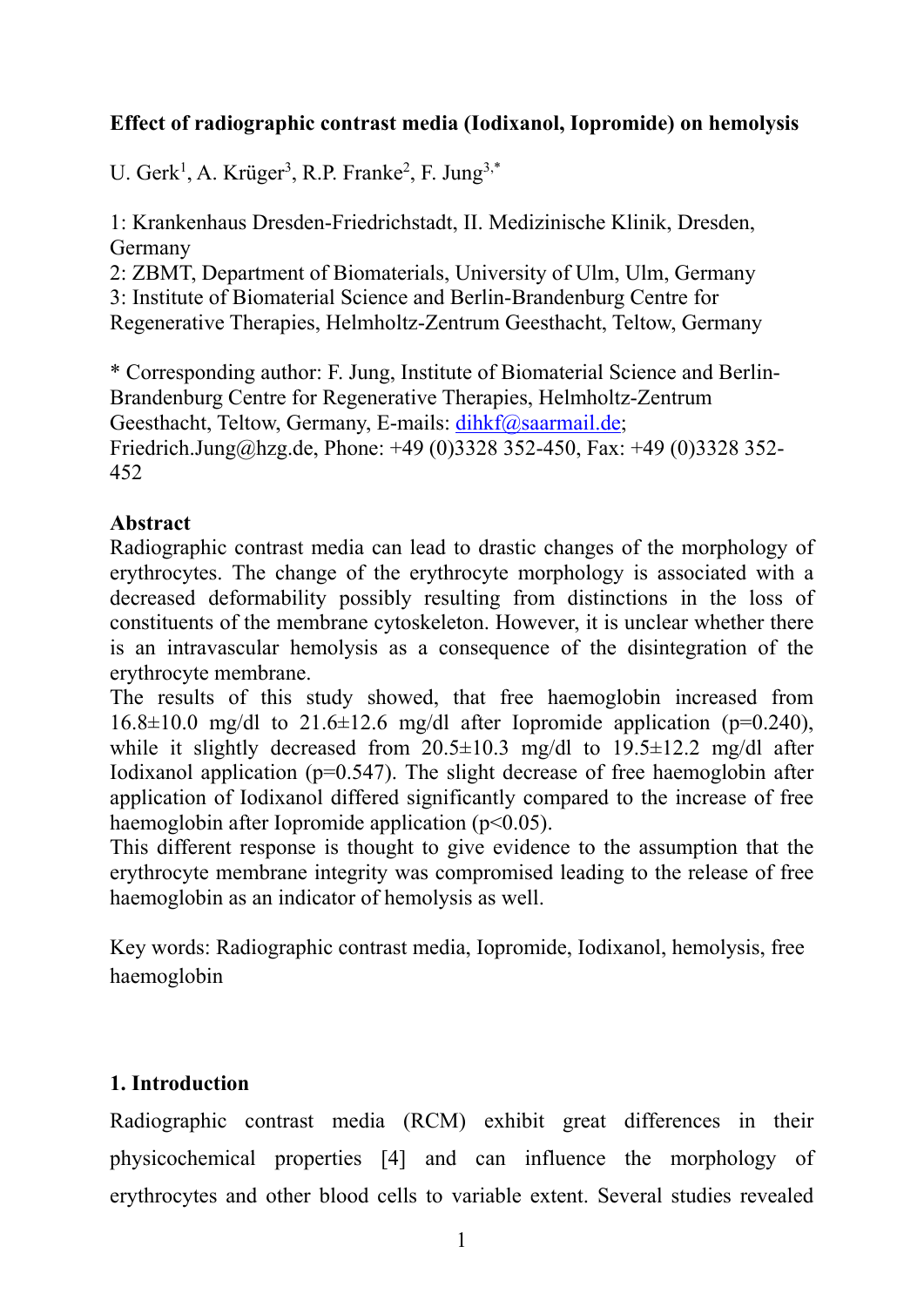**Effect of radiographic contrast media (Iodixanol, Iopromide) on hemolysis**

U. Gerk[1], A. Krüger[3], R.P. Franke[2], F. Jung[3,*]

1: Krankenhaus Dresden-Friedrichstadt, II. Medizinische Klinik, Dresden, Germany
2: ZBMT, Department of Biomaterials, University of Ulm, Ulm, Germany
3: Institute of Biomaterial Science and Berlin-Brandenburg Centre for Regenerative Therapies, Helmholtz-Zentrum Geesthacht, Teltow, Germany

* Corresponding author: F. Jung, Institute of Biomaterial Science and Berlin-Brandenburg Centre for Regenerative Therapies, Helmholtz-Zentrum Geesthacht, Teltow, Germany, E-mails: dihkf@saarmail.de; Friedrich.Jung@hzg.de, Phone: +49 (0)3328 352-450, Fax: +49 (0)3328 352-452

## Abstract

Radiographic contrast media can lead to drastic changes of the morphology of erythrocytes. The change of the erythrocyte morphology is associated with a decreased deformability possibly resulting from distinctions in the loss of constituents of the membrane cytoskeleton. However, it is unclear whether there is an intravascular hemolysis as a consequence of the disintegration of the erythrocyte membrane.

The results of this study showed, that free haemoglobin increased from 16.8±10.0 mg/dl to 21.6±12.6 mg/dl after Iopromide application ($p=0.240$), while it slightly decreased from 20.5±10.3 mg/dl to 19.5±12.2 mg/dl after Iodixanol application ($p=0.547$). The slight decrease of free haemoglobin after application of Iodixanol differed significantly compared to the increase of free haemoglobin after Iopromide application ($p<0.05$).

This different response is thought to give evidence to the assumption that the erythrocyte membrane integrity was compromised leading to the release of free haemoglobin as an indicator of hemolysis as well.

Key words: Radiographic contrast media, Iopromide, Iodixanol, hemolysis, free haemoglobin

## 1. Introduction

Radiographic contrast media (RCM) exhibit great differences in their physicochemical properties [4] and can influence the morphology of erythrocytes and other blood cells to variable extent. Several studies revealed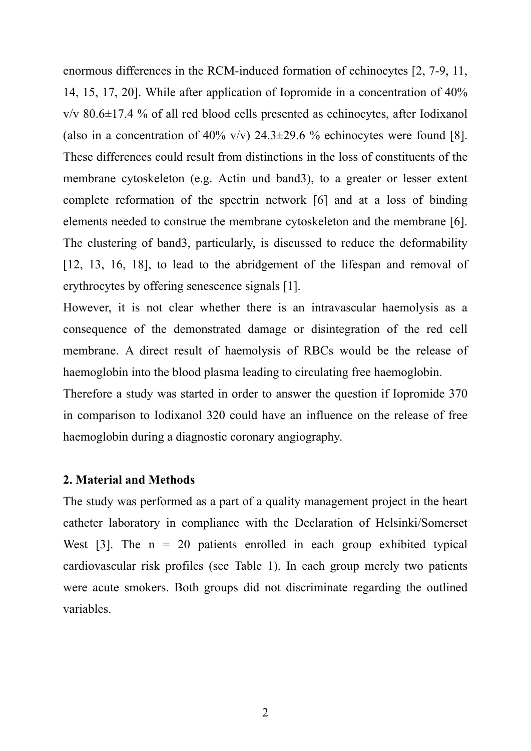enormous differences in the RCM-induced formation of echinocytes [2, 7-9, 11, 14, 15, 17, 20]. While after application of Iopromide in a concentration of 40% v/v 80.6±17.4 % of all red blood cells presented as echinocytes, after Iodixanol (also in a concentration of 40% v/v) 24.3±29.6 % echinocytes were found [8]. These differences could result from distinctions in the loss of constituents of the membrane cytoskeleton (e.g. Actin und band3), to a greater or lesser extent complete reformation of the spectrin network [6] and at a loss of binding elements needed to construe the membrane cytoskeleton and the membrane [6]. The clustering of band3, particularly, is discussed to reduce the deformability [12, 13, 16, 18], to lead to the abridgement of the lifespan and removal of erythrocytes by offering senescence signals [1].

However, it is not clear whether there is an intravascular haemolysis as a consequence of the demonstrated damage or disintegration of the red cell membrane. A direct result of haemolysis of RBCs would be the release of haemoglobin into the blood plasma leading to circulating free haemoglobin.

Therefore a study was started in order to answer the question if Iopromide 370 in comparison to Iodixanol 320 could have an influence on the release of free haemoglobin during a diagnostic coronary angiography.

## 2. Material and Methods

The study was performed as a part of a quality management project in the heart catheter laboratory in compliance with the Declaration of Helsinki/Somerset West [3]. The n = 20 patients enrolled in each group exhibited typical cardiovascular risk profiles (see Table 1). In each group merely two patients were acute smokers. Both groups did not discriminate regarding the outlined variables.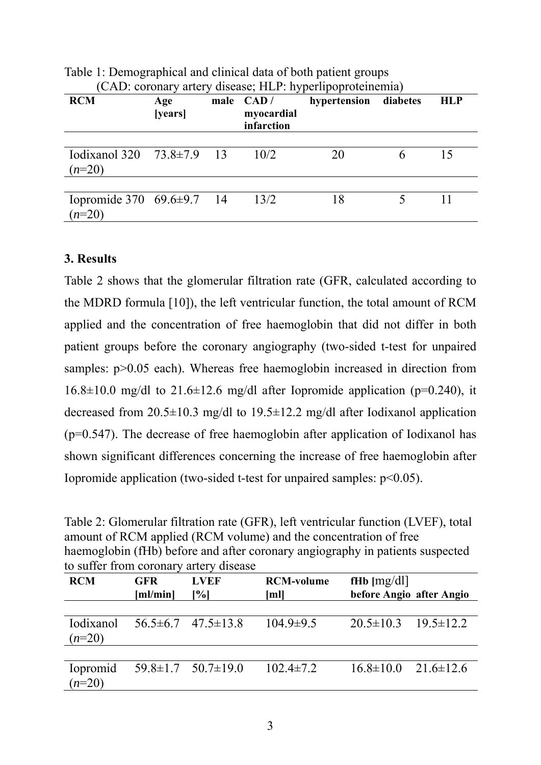Table 1: Demographical and clinical data of both patient groups
(CAD: coronary artery disease; HLP: hyperlipoproteinemia)

| **RCM** | **Age [years]** | **male** | **CAD / myocardial infarction** | **hypertension** | **diabetes** | **HLP** |
|---|---|---|---|---|---|---|
| Iodixanol 320 (*n*=20) | 73.8±7.9 | 13 | 10/2 | 20 | 6 | 15 |
| Iopromide 370 (*n*=20) | 69.6±9.7 | 14 | 13/2 | 18 | 5 | 11 |

## 3. Results

Table 2 shows that the glomerular filtration rate (GFR, calculated according to the MDRD formula [10]), the left ventricular function, the total amount of RCM applied and the concentration of free haemoglobin that did not differ in both patient groups before the coronary angiography (two-sided t-test for unpaired samples: $p>0.05$ each). Whereas free haemoglobin increased in direction from 16.8±10.0 mg/dl to 21.6±12.6 mg/dl after Iopromide application ($p=0.240$), it decreased from 20.5±10.3 mg/dl to 19.5±12.2 mg/dl after Iodixanol application ($p=0.547$). The decrease of free haemoglobin after application of Iodixanol has shown significant differences concerning the increase of free haemoglobin after Iopromide application (two-sided t-test for unpaired samples: $p<0.05$).

Table 2: Glomerular filtration rate (GFR), left ventricular function (LVEF), total amount of RCM applied (RCM volume) and the concentration of free haemoglobin (fHb) before and after coronary angiography in patients suspected to suffer from coronary artery disease

| **RCM** | **GFR [ml/min]** | **LVEF [%]** | **RCM-volume [ml]** | **fHb [mg/dl] before Angio** | **after Angio** |
|---|---|---|---|---|---|
| Iodixanol (*n*=20) | 56.5±6.7 | 47.5±13.8 | 104.9±9.5 | 20.5±10.3 | 19.5±12.2 |
| Iopromid (*n*=20) | 59.8±1.7 | 50.7±19.0 | 102.4±7.2 | 16.8±10.0 | 21.6±12.6 |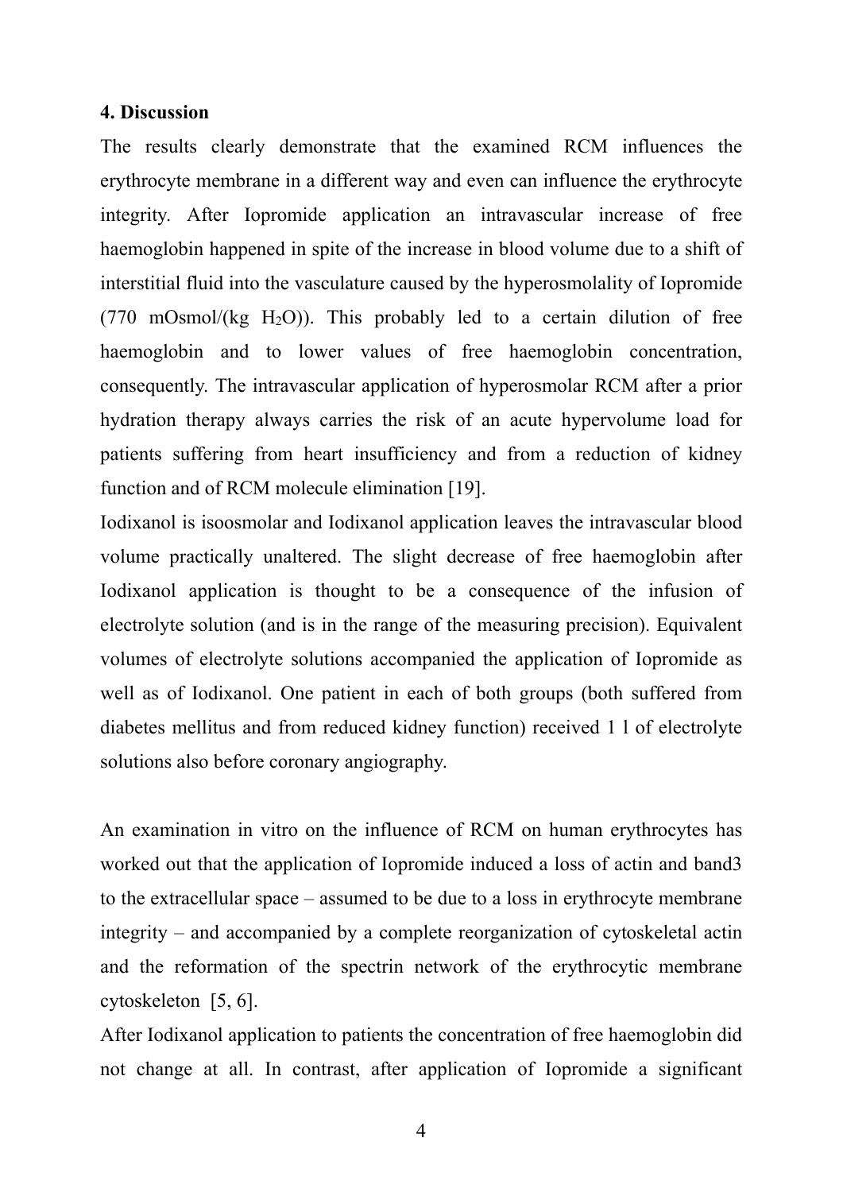## 4. Discussion

The results clearly demonstrate that the examined RCM influences the erythrocyte membrane in a different way and even can influence the erythrocyte integrity. After Iopromide application an intravascular increase of free haemoglobin happened in spite of the increase in blood volume due to a shift of interstitial fluid into the vasculature caused by the hyperosmolality of Iopromide (770 mOsmol/(kg $H_2O$)). This probably led to a certain dilution of free haemoglobin and to lower values of free haemoglobin concentration, consequently. The intravascular application of hyperosmolar RCM after a prior hydration therapy always carries the risk of an acute hypervolume load for patients suffering from heart insufficiency and from a reduction of kidney function and of RCM molecule elimination [19].

Iodixanol is isoosmolar and Iodixanol application leaves the intravascular blood volume practically unaltered. The slight decrease of free haemoglobin after Iodixanol application is thought to be a consequence of the infusion of electrolyte solution (and is in the range of the measuring precision). Equivalent volumes of electrolyte solutions accompanied the application of Iopromide as well as of Iodixanol. One patient in each of both groups (both suffered from diabetes mellitus and from reduced kidney function) received 1 l of electrolyte solutions also before coronary angiography.

An examination in vitro on the influence of RCM on human erythrocytes has worked out that the application of Iopromide induced a loss of actin and band3 to the extracellular space – assumed to be due to a loss in erythrocyte membrane integrity – and accompanied by a complete reorganization of cytoskeletal actin and the reformation of the spectrin network of the erythrocytic membrane cytoskeleton [5, 6].

After Iodixanol application to patients the concentration of free haemoglobin did not change at all. In contrast, after application of Iopromide a significant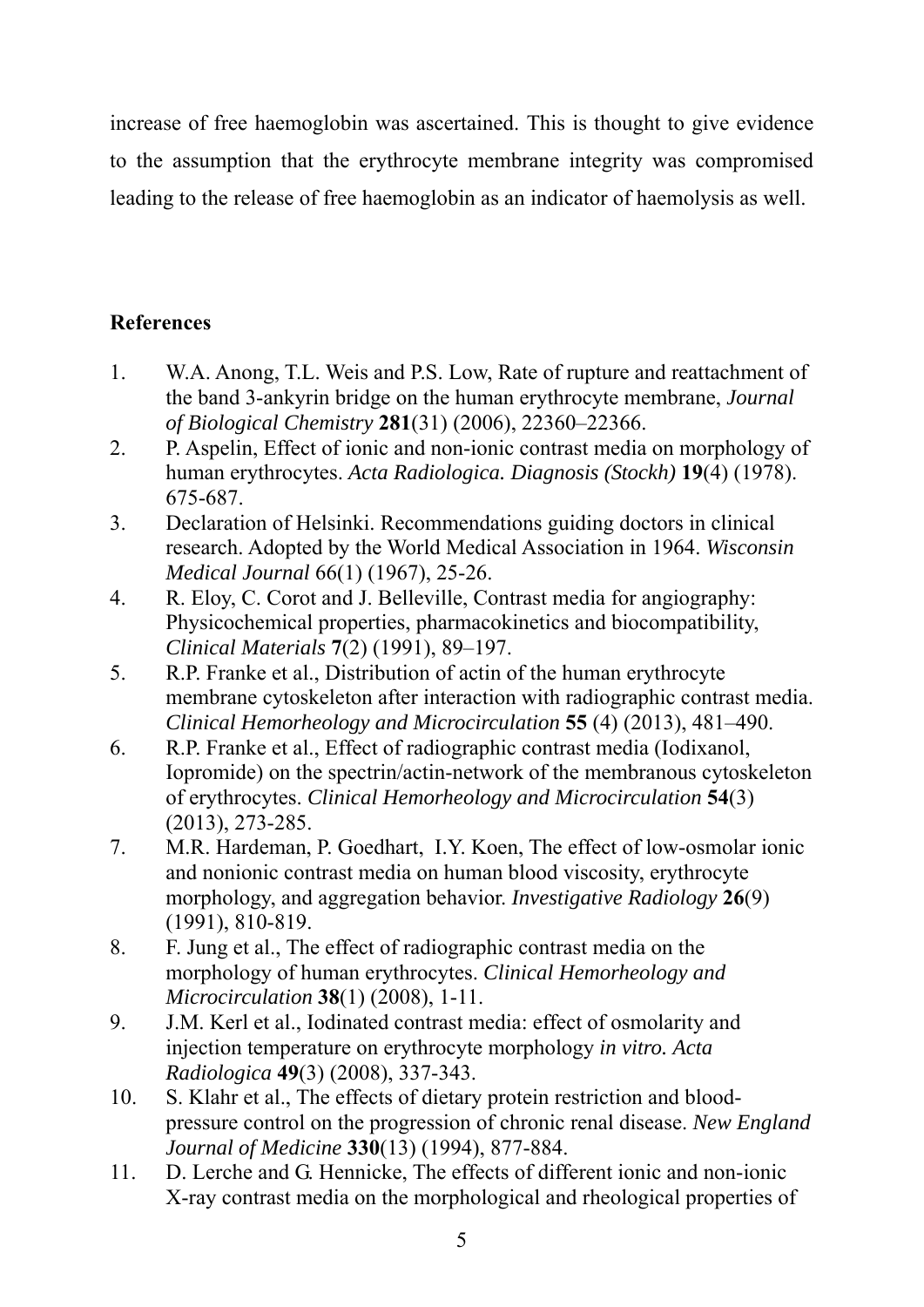increase of free haemoglobin was ascertained. This is thought to give evidence to the assumption that the erythrocyte membrane integrity was compromised leading to the release of free haemoglobin as an indicator of haemolysis as well.

## References

1. W.A. Anong, T.L. Weis and P.S. Low, Rate of rupture and reattachment of the band 3-ankyrin bridge on the human erythrocyte membrane, *Journal of Biological Chemistry* **281**(31) (2006), 22360–22366.
2. P. Aspelin, Effect of ionic and non-ionic contrast media on morphology of human erythrocytes. *Acta Radiologica. Diagnosis (Stockh)* **19**(4) (1978). 675-687.
3. Declaration of Helsinki. Recommendations guiding doctors in clinical research. Adopted by the World Medical Association in 1964. *Wisconsin Medical Journal* 66(1) (1967), 25-26.
4. R. Eloy, C. Corot and J. Belleville, Contrast media for angiography: Physicochemical properties, pharmacokinetics and biocompatibility, *Clinical Materials* **7**(2) (1991), 89–197.
5. R.P. Franke et al., Distribution of actin of the human erythrocyte membrane cytoskeleton after interaction with radiographic contrast media. *Clinical Hemorheology and Microcirculation* **55** (4) (2013), 481–490.
6. R.P. Franke et al., Effect of radiographic contrast media (Iodixanol, Iopromide) on the spectrin/actin-network of the membranous cytoskeleton of erythrocytes. *Clinical Hemorheology and Microcirculation* **54**(3) (2013), 273-285.
7. M.R. Hardeman, P. Goedhart, I.Y. Koen, The effect of low-osmolar ionic and nonionic contrast media on human blood viscosity, erythrocyte morphology, and aggregation behavior. *Investigative Radiology* **26**(9) (1991), 810-819.
8. F. Jung et al., The effect of radiographic contrast media on the morphology of human erythrocytes. *Clinical Hemorheology and Microcirculation* **38**(1) (2008), 1-11.
9. J.M. Kerl et al., Iodinated contrast media: effect of osmolarity and injection temperature on erythrocyte morphology *in vitro. Acta Radiologica* **49**(3) (2008), 337-343.
10. S. Klahr et al., The effects of dietary protein restriction and blood-pressure control on the progression of chronic renal disease. *New England Journal of Medicine* **330**(13) (1994), 877-884.
11. D. Lerche and G. Hennicke, The effects of different ionic and non-ionic X-ray contrast media on the morphological and rheological properties of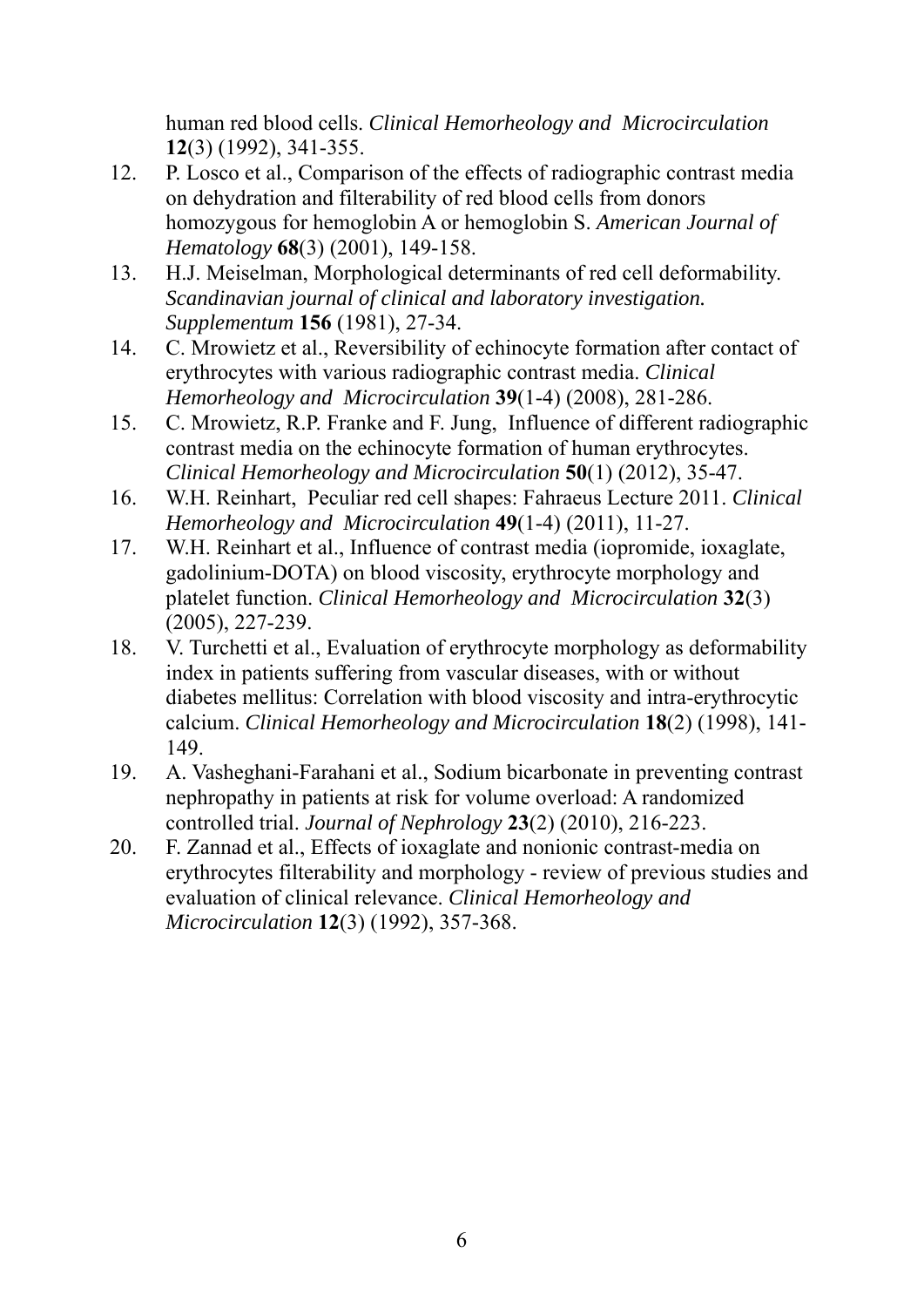human red blood cells. *Clinical Hemorheology and Microcirculation* **12**(3) (1992), 341-355.

12. P. Losco et al., Comparison of the effects of radiographic contrast media on dehydration and filterability of red blood cells from donors homozygous for hemoglobin A or hemoglobin S. *American Journal of Hematology* **68**(3) (2001), 149-158.
13. H.J. Meiselman, Morphological determinants of red cell deformability. *Scandinavian journal of clinical and laboratory investigation. Supplementum* **156** (1981), 27-34.
14. C. Mrowietz et al., Reversibility of echinocyte formation after contact of erythrocytes with various radiographic contrast media. *Clinical Hemorheology and Microcirculation* **39**(1-4) (2008), 281-286.
15. C. Mrowietz, R.P. Franke and F. Jung, Influence of different radiographic contrast media on the echinocyte formation of human erythrocytes. *Clinical Hemorheology and Microcirculation* **50**(1) (2012), 35-47.
16. W.H. Reinhart, Peculiar red cell shapes: Fahraeus Lecture 2011. *Clinical Hemorheology and Microcirculation* **49**(1-4) (2011), 11-27.
17. W.H. Reinhart et al., Influence of contrast media (iopromide, ioxaglate, gadolinium-DOTA) on blood viscosity, erythrocyte morphology and platelet function. *Clinical Hemorheology and Microcirculation* **32**(3) (2005), 227-239.
18. V. Turchetti et al., Evaluation of erythrocyte morphology as deformability index in patients suffering from vascular diseases, with or without diabetes mellitus: Correlation with blood viscosity and intra-erythrocytic calcium. *Clinical Hemorheology and Microcirculation* **18**(2) (1998), 141-149.
19. A. Vasheghani-Farahani et al., Sodium bicarbonate in preventing contrast nephropathy in patients at risk for volume overload: A randomized controlled trial. *Journal of Nephrology* **23**(2) (2010), 216-223.
20. F. Zannad et al., Effects of ioxaglate and nonionic contrast-media on erythrocytes filterability and morphology - review of previous studies and evaluation of clinical relevance. *Clinical Hemorheology and Microcirculation* **12**(3) (1992), 357-368.